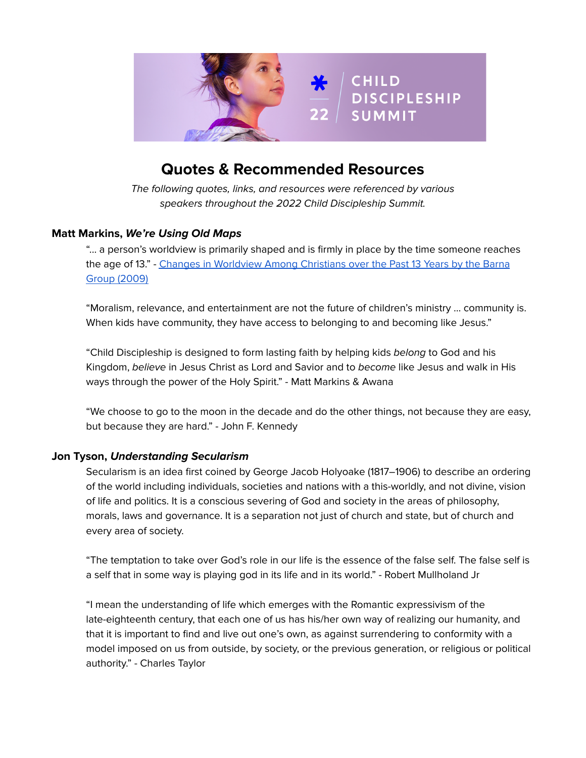# Quotes & Recommended Resources

*The following quotes, links, and resources were referenced by various speakers throughout the 2022 Child Discipleship Summit.*

### Matt Markins, *We're Using Old Maps*

"... a person's worldview is primarily shaped and is firmly in place by the time someone reaches the age of 13." - Changes in Worldview Among Christians over the Past 13 Years by the Barna Group (2009)

"Moralism, relevance, and entertainment are not the future of children's ministry ... community is. When kids have community, they have access to belonging to and becoming like Jesus."

"Child Discipleship is designed to form lasting faith by helping kids *belong* to God and his Kingdom, *believe* in Jesus Christ as Lord and Savior and to *become* like Jesus and walk in His ways through the power of the Holy Spirit." - Matt Markins & Awana

"We choose to go to the moon in the decade and do the other things, not because they are easy, but because they are hard." - John F. Kennedy

### Jon Tyson, *Understanding Secularism*

Secularism is an idea first coined by George Jacob Holyoake (1817–1906) to describe an ordering of the world including individuals, societies and nations with a this-worldly, and not divine, vision of life and politics. It is a conscious severing of God and society in the areas of philosophy, morals, laws and governance. It is a separation not just of church and state, but of church and every area of society.

"The temptation to take over God's role in our life is the essence of the false self. The false self is a self that in some way is playing god in its life and in its world." - Robert Mullholand Jr

"I mean the understanding of life which emerges with the Romantic expressivism of the late-eighteenth century, that each one of us has his/her own way of realizing our humanity, and that it is important to find and live out one's own, as against surrendering to conformity with a model imposed on us from outside, by society, or the previous generation, or religious or political authority." - Charles Taylor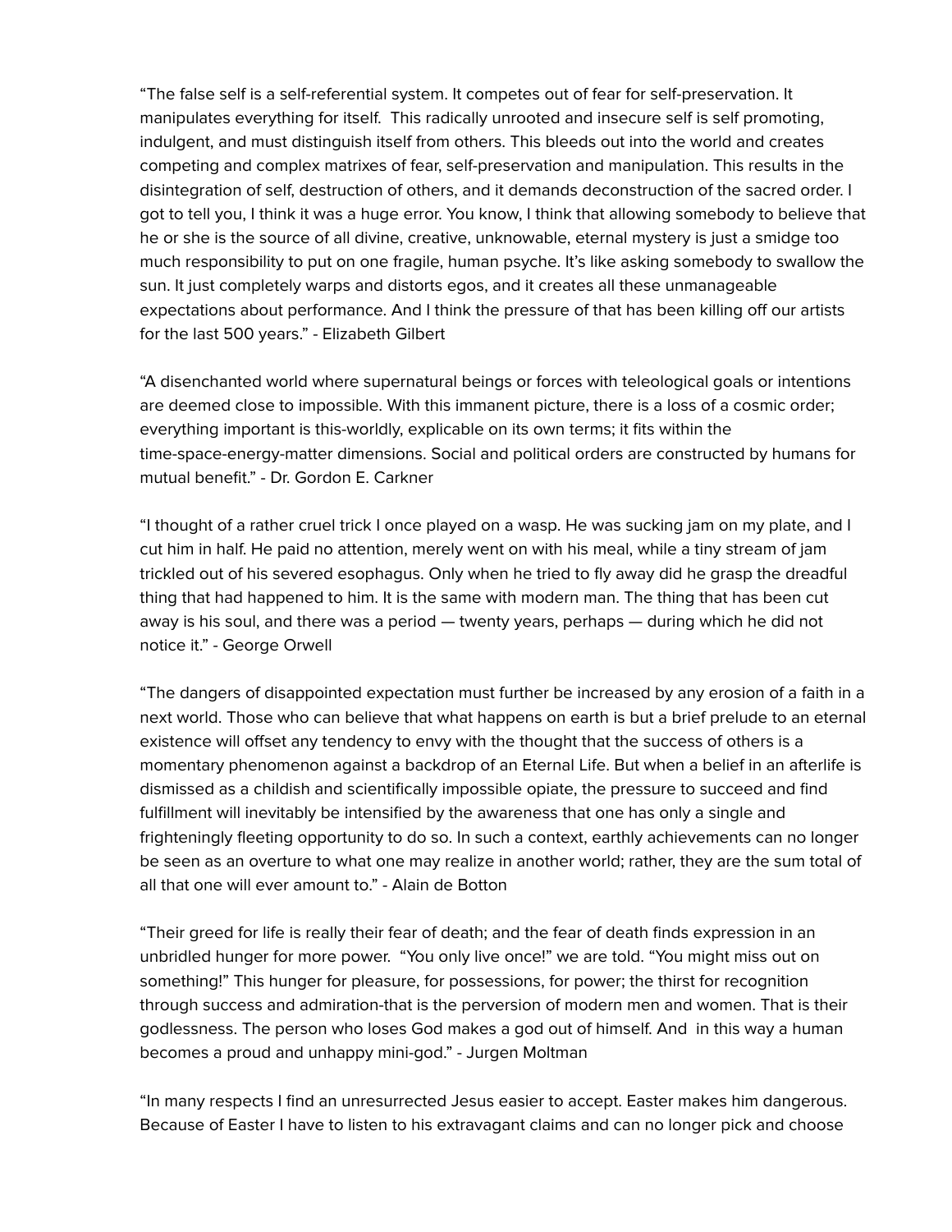"The false self is a self-referential system. It competes out of fear for self-preservation. It manipulates everything for itself.  This radically unrooted and insecure self is self promoting, indulgent, and must distinguish itself from others. This bleeds out into the world and creates competing and complex matrixes of fear, self-preservation and manipulation. This results in the disintegration of self, destruction of others, and it demands deconstruction of the sacred order. I got to tell you, I think it was a huge error. You know, I think that allowing somebody to believe that he or she is the source of all divine, creative, unknowable, eternal mystery is just a smidge too much responsibility to put on one fragile, human psyche. It's like asking somebody to swallow the sun. It just completely warps and distorts egos, and it creates all these unmanageable expectations about performance. And I think the pressure of that has been killing off our artists for the last 500 years." - Elizabeth Gilbert

"A disenchanted world where supernatural beings or forces with teleological goals or intentions are deemed close to impossible. With this immanent picture, there is a loss of a cosmic order; everything important is this-worldly, explicable on its own terms; it fits within the time-space-energy-matter dimensions. Social and political orders are constructed by humans for mutual benefit." - Dr. Gordon E. Carkner

"I thought of a rather cruel trick I once played on a wasp. He was sucking jam on my plate, and I cut him in half. He paid no attention, merely went on with his meal, while a tiny stream of jam trickled out of his severed esophagus. Only when he tried to fly away did he grasp the dreadful thing that had happened to him. It is the same with modern man. The thing that has been cut away is his soul, and there was a period — twenty years, perhaps — during which he did not notice it." - George Orwell

"The dangers of disappointed expectation must further be increased by any erosion of a faith in a next world. Those who can believe that what happens on earth is but a brief prelude to an eternal existence will offset any tendency to envy with the thought that the success of others is a momentary phenomenon against a backdrop of an Eternal Life. But when a belief in an afterlife is dismissed as a childish and scientifically impossible opiate, the pressure to succeed and find fulfillment will inevitably be intensified by the awareness that one has only a single and frighteningly fleeting opportunity to do so. In such a context, earthly achievements can no longer be seen as an overture to what one may realize in another world; rather, they are the sum total of all that one will ever amount to." - Alain de Botton

"Their greed for life is really their fear of death; and the fear of death finds expression in an unbridled hunger for more power.  "You only live once!" we are told. "You might miss out on something!" This hunger for pleasure, for possessions, for power; the thirst for recognition through success and admiration-that is the perversion of modern men and women. That is their godlessness. The person who loses God makes a god out of himself. And  in this way a human becomes a proud and unhappy mini-god." - Jurgen Moltman

"In many respects I find an unresurrected Jesus easier to accept. Easter makes him dangerous. Because of Easter I have to listen to his extravagant claims and can no longer pick and choose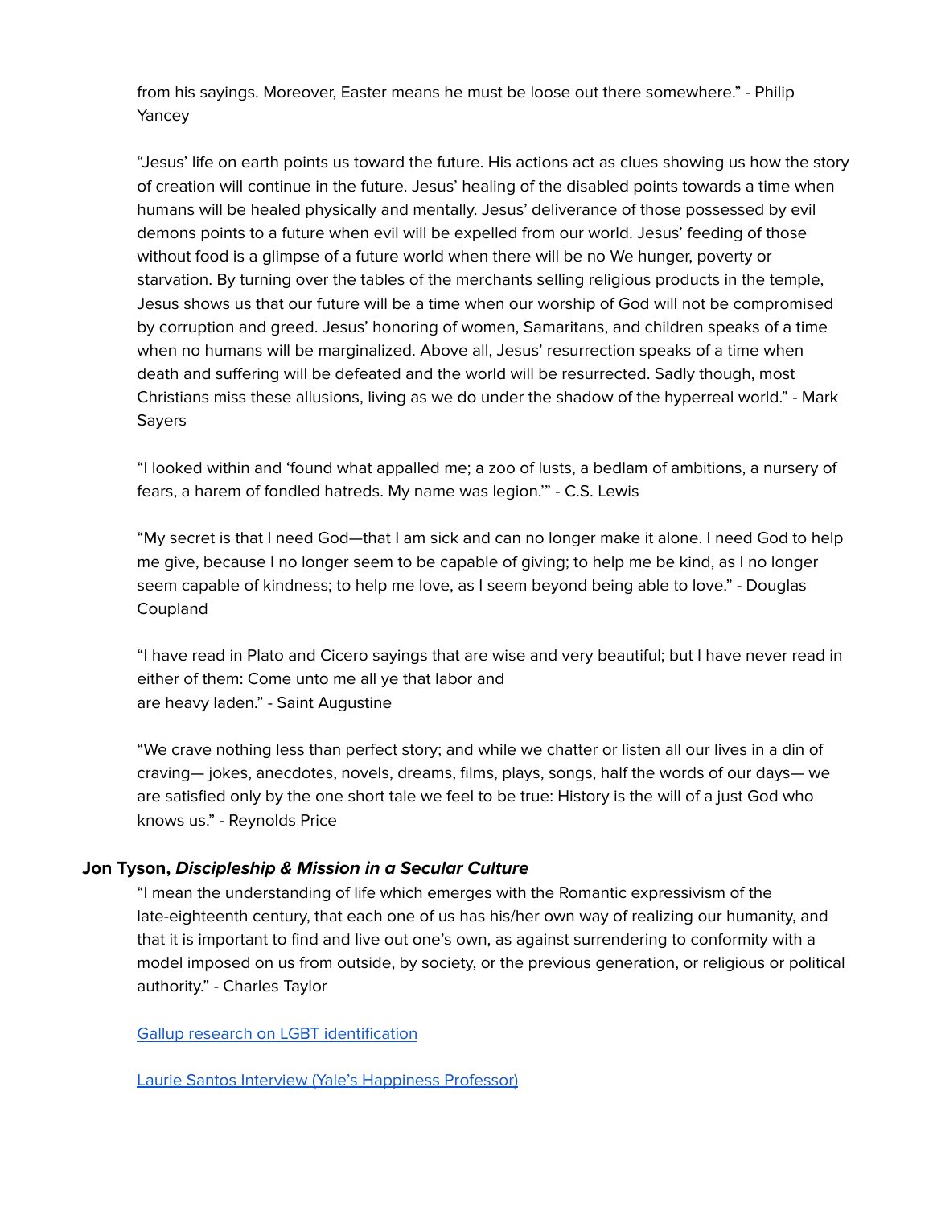from his sayings. Moreover, Easter means he must be loose out there somewhere." - Philip Yancey

"Jesus' life on earth points us toward the future. His actions act as clues showing us how the story of creation will continue in the future. Jesus' healing of the disabled points towards a time when humans will be healed physically and mentally. Jesus' deliverance of those possessed by evil demons points to a future when evil will be expelled from our world. Jesus' feeding of those without food is a glimpse of a future world when there will be no We hunger, poverty or starvation. By turning over the tables of the merchants selling religious products in the temple, Jesus shows us that our future will be a time when our worship of God will not be compromised by corruption and greed. Jesus' honoring of women, Samaritans, and children speaks of a time when no humans will be marginalized. Above all, Jesus' resurrection speaks of a time when death and suffering will be defeated and the world will be resurrected. Sadly though, most Christians miss these allusions, living as we do under the shadow of the hyperreal world." - Mark Sayers

"I looked within and 'found what appalled me; a zoo of lusts, a bedlam of ambitions, a nursery of fears, a harem of fondled hatreds. My name was legion.'" - C.S. Lewis

"My secret is that I need God—that I am sick and can no longer make it alone. I need God to help me give, because I no longer seem to be capable of giving; to help me be kind, as I no longer seem capable of kindness; to help me love, as I seem beyond being able to love." - Douglas Coupland

"I have read in Plato and Cicero sayings that are wise and very beautiful; but I have never read in either of them: Come unto me all ye that labor and
are heavy laden." - Saint Augustine

"We crave nothing less than perfect story; and while we chatter or listen all our lives in a din of craving— jokes, anecdotes, novels, dreams, films, plays, songs, half the words of our days— we are satisfied only by the one short tale we feel to be true: History is the will of a just God who knows us." - Reynolds Price

### Jon Tyson, ***Discipleship & Mission in a Secular Culture***

"I mean the understanding of life which emerges with the Romantic expressivism of the late-eighteenth century, that each one of us has his/her own way of realizing our humanity, and that it is important to find and live out one's own, as against surrendering to conformity with a model imposed on us from outside, by society, or the previous generation, or religious or political authority." - Charles Taylor

Gallup research on LGBT identification

Laurie Santos Interview (Yale's Happiness Professor)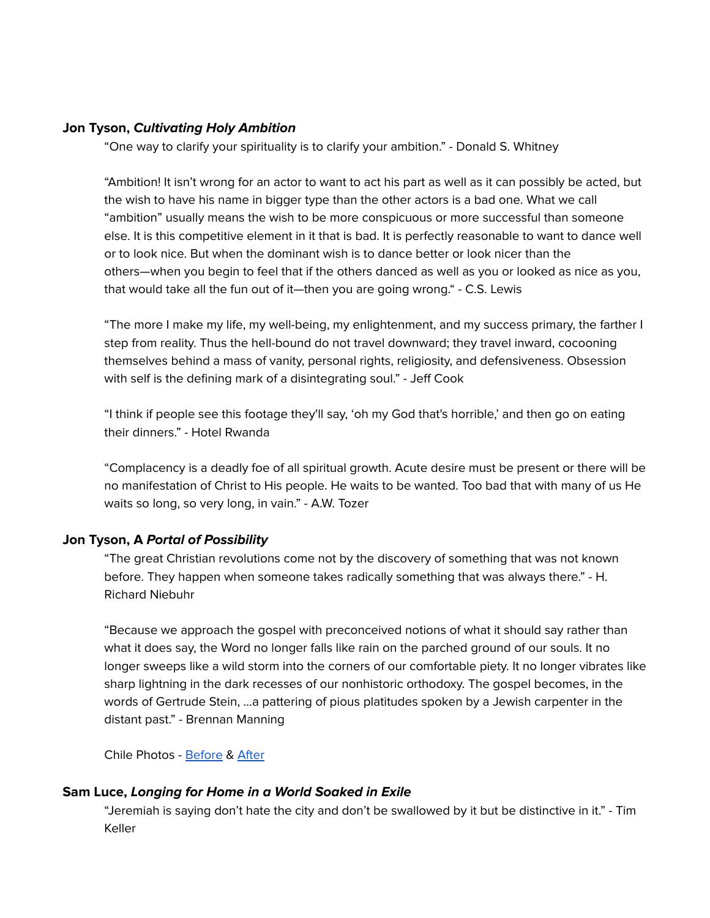**Jon Tyson, *Cultivating Holy Ambition***

"One way to clarify your spirituality is to clarify your ambition." - Donald S. Whitney

"Ambition! It isn't wrong for an actor to want to act his part as well as it can possibly be acted, but the wish to have his name in bigger type than the other actors is a bad one. What we call "ambition" usually means the wish to be more conspicuous or more successful than someone else. It is this competitive element in it that is bad. It is perfectly reasonable to want to dance well or to look nice. But when the dominant wish is to dance better or look nicer than the others—when you begin to feel that if the others danced as well as you or looked as nice as you, that would take all the fun out of it—then you are going wrong." - C.S. Lewis

"The more I make my life, my well-being, my enlightenment, and my success primary, the farther I step from reality. Thus the hell-bound do not travel downward; they travel inward, cocooning themselves behind a mass of vanity, personal rights, religiosity, and defensiveness. Obsession with self is the defining mark of a disintegrating soul." - Jeff Cook

"I think if people see this footage they'll say, 'oh my God that's horrible,' and then go on eating their dinners." - Hotel Rwanda

"Complacency is a deadly foe of all spiritual growth. Acute desire must be present or there will be no manifestation of Christ to His people. He waits to be wanted. Too bad that with many of us He waits so long, so very long, in vain." - A.W. Tozer

**Jon Tyson, A *Portal of Possibility***

"The great Christian revolutions come not by the discovery of something that was not known before. They happen when someone takes radically something that was always there." - H. Richard Niebuhr

"Because we approach the gospel with preconceived notions of what it should say rather than what it does say, the Word no longer falls like rain on the parched ground of our souls. It no longer sweeps like a wild storm into the corners of our comfortable piety. It no longer vibrates like sharp lightning in the dark recesses of our nonhistoric orthodoxy. The gospel becomes, in the words of Gertrude Stein, ...a pattering of pious platitudes spoken by a Jewish carpenter in the distant past." - Brennan Manning

Chile Photos - Before & After

**Sam Luce, *Longing for Home in a World Soaked in Exile***

"Jeremiah is saying don't hate the city and don't be swallowed by it but be distinctive in it." - Tim Keller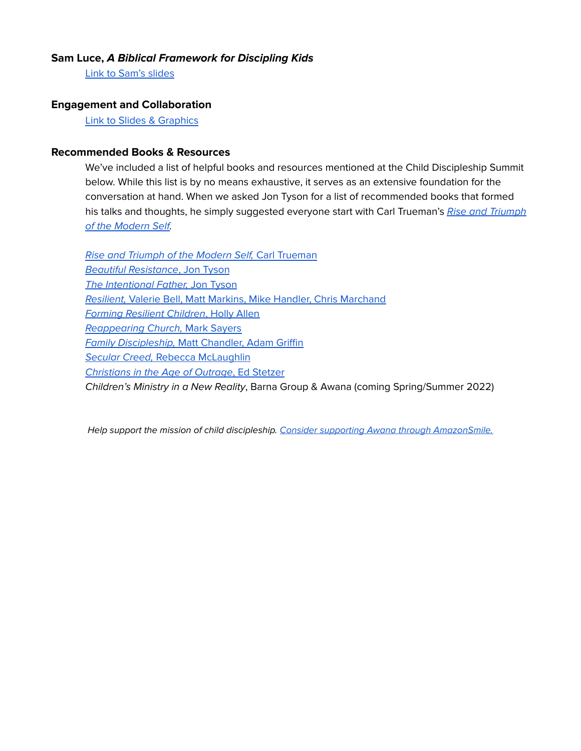### Sam Luce, ***A Biblical Framework for Discipling Kids***

Link to Sam's slides

### Engagement and Collaboration

Link to Slides & Graphics

### Recommended Books & Resources

We've included a list of helpful books and resources mentioned at the Child Discipleship Summit below. While this list is by no means exhaustive, it serves as an extensive foundation for the conversation at hand. When we asked Jon Tyson for a list of recommended books that formed his talks and thoughts, he simply suggested everyone start with Carl Trueman's *Rise and Triumph of the Modern Self*.

*Rise and Triumph of the Modern Self,* Carl Trueman
*Beautiful Resistance*, Jon Tyson
*The Intentional Father*, Jon Tyson
*Resilient,* Valerie Bell, Matt Markins, Mike Handler, Chris Marchand
*Forming Resilient Children*, Holly Allen
*Reappearing Church,* Mark Sayers
*Family Discipleship,* Matt Chandler, Adam Griffin
*Secular Creed,* Rebecca McLaughlin
*Christians in the Age of Outrage*, Ed Stetzer
*Children's Ministry in a New Reality*, Barna Group & Awana (coming Spring/Summer 2022)

*Help support the mission of child discipleship. Consider supporting Awana through AmazonSmile.*